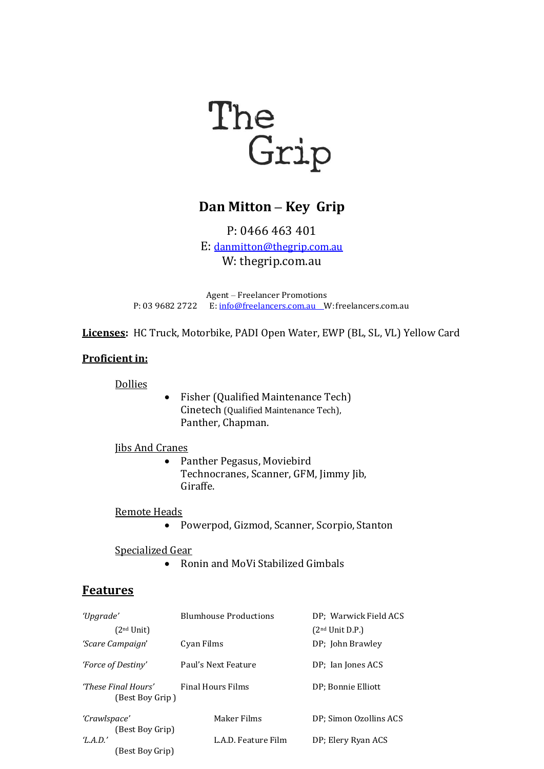# The Grip

## Dan Mitton – Key Grip

P: 0466 463 401
E: danmitton@thegrip.com.au
W: thegrip.com.au

Agent – Freelancer Promotions
P: 03 9682 2722 E: info@freelancers.com.au W: freelancers.com.au

**Licenses:** HC Truck, Motorbike, PADI Open Water, EWP (BL, SL, VL) Yellow Card

**Proficient in:**

Dollies

- Fisher (Qualified Maintenance Tech)
  Cinetech (Qualified Maintenance Tech),
  Panther, Chapman.

Jibs And Cranes

- Panther Pegasus, Moviebird
  Technocranes, Scanner, GFM, Jimmy Jib,
  Giraffe.

Remote Heads

- Powerpod, Gizmod, Scanner, Scorpio, Stanton

Specialized Gear

- Ronin and MoVi Stabilized Gimbals

## Features

| | | |
|---|---|---|
| *'Upgrade'* (2nd Unit) | Blumhouse Productions | DP; Warwick Field ACS (2nd Unit D.P.) |
| *'Scare Campaign'* | Cyan Films | DP; John Brawley |
| *'Force of Destiny'* | Paul's Next Feature | DP; Ian Jones ACS |
| *'These Final Hours'* (Best Boy Grip ) | Final Hours Films | DP; Bonnie Elliott |
| *'Crawlspace'* (Best Boy Grip) | Maker Films | DP; Simon Ozollins ACS |
| *'L.A.D.'* (Best Boy Grip) | L.A.D. Feature Film | DP; Elery Ryan ACS |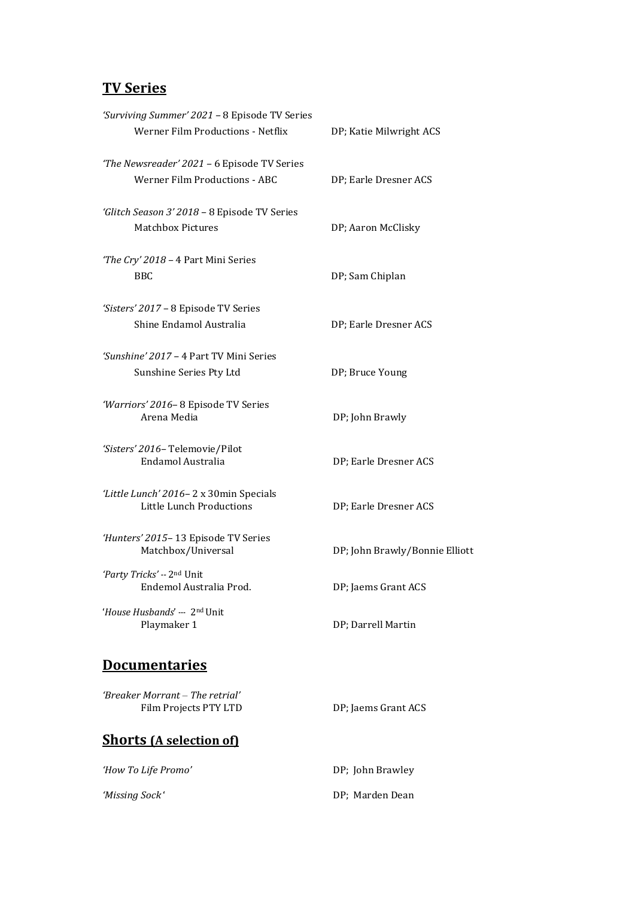## TV Series

*'Surviving Summer' 2021* – 8 Episode TV Series
Werner Film Productions - Netflix — DP; Katie Milwright ACS

*'The Newsreader' 2021* – 6 Episode TV Series
Werner Film Productions - ABC — DP; Earle Dresner ACS

*'Glitch Season 3' 2018* – 8 Episode TV Series
Matchbox Pictures — DP; Aaron McClisky

*'The Cry' 2018* – 4 Part Mini Series
BBC — DP; Sam Chiplan

*'Sisters' 2017* – 8 Episode TV Series
Shine Endamol Australia — DP; Earle Dresner ACS

*'Sunshine' 2017* – 4 Part TV Mini Series
Sunshine Series Pty Ltd — DP; Bruce Young

*'Warriors' 2016*– 8 Episode TV Series
Arena Media — DP; John Brawly

*'Sisters' 2016*– Telemovie/Pilot
Endamol Australia — DP; Earle Dresner ACS

*'Little Lunch' 2016*– 2 x 30min Specials
Little Lunch Productions — DP; Earle Dresner ACS

*'Hunters' 2015*– 13 Episode TV Series
Matchbox/Universal — DP; John Brawly/Bonnie Elliott

*'Party Tricks'* -- 2nd Unit
Endemol Australia Prod. — DP; Jaems Grant ACS

'*House Husbands*' --- 2nd Unit
Playmaker 1 — DP; Darrell Martin

## Documentaries

*'Breaker Morrant – The retrial'*
Film Projects PTY LTD — DP; Jaems Grant ACS

## Shorts (A selection of)

*'How To Life Promo'* — DP; John Brawley

*'Missing Sock'* — DP; Marden Dean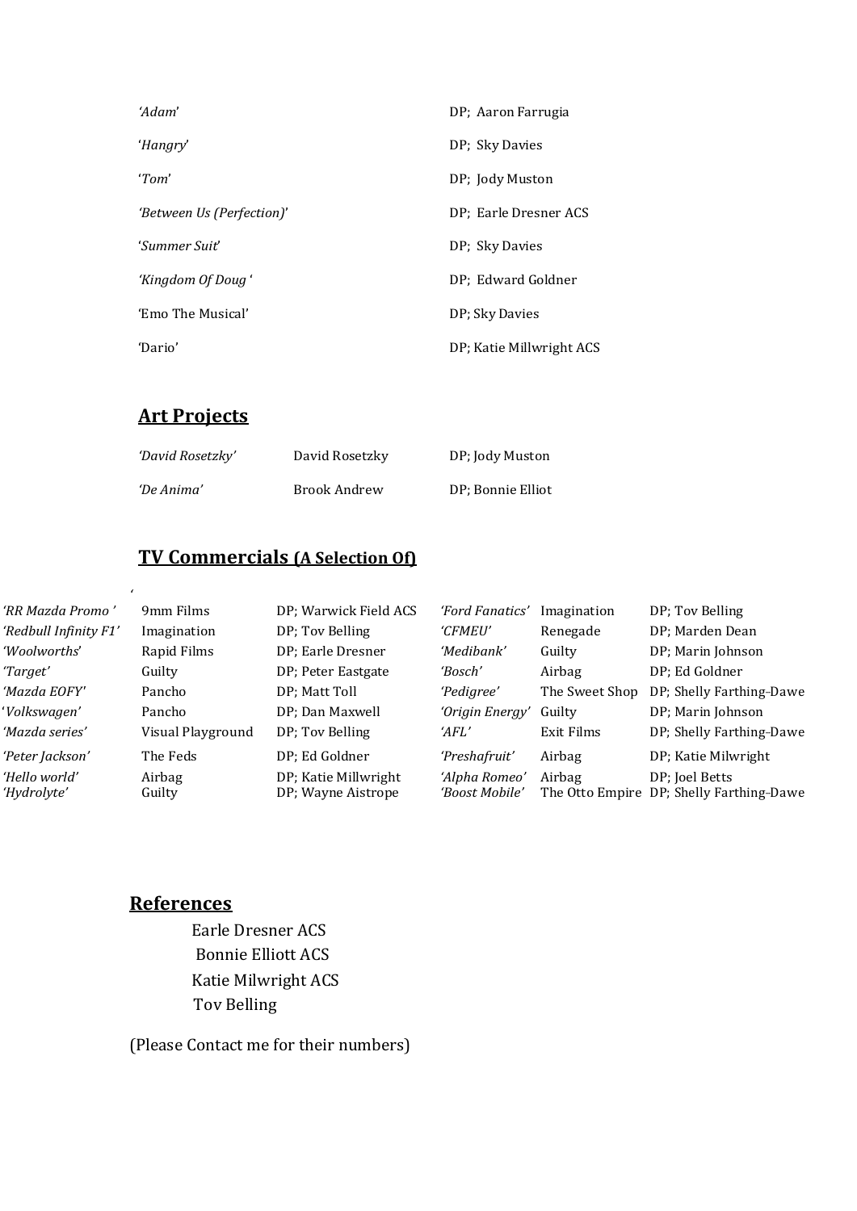| | |
|---|---|
| *'Adam'* | DP; Aaron Farrugia |
| '*Hangry*' | DP; Sky Davies |
| '*Tom*' | DP; Jody Muston |
| *'Between Us (Perfection)*' | DP; Earle Dresner ACS |
| '*Summer Suit*' | DP; Sky Davies |
| *'Kingdom Of Doug* ' | DP; Edward Goldner |
| 'Emo The Musical' | DP; Sky Davies |
| 'Dario' | DP; Katie Millwright ACS |

## Art Projects

| | | |
|---|---|---|
| *'David Rosetzky'* | David Rosetzky | DP; Jody Muston |
| *'De Anima'* | Brook Andrew | DP; Bonnie Elliot |

## TV Commercials (A Selection Of)

| | | | | | |
|---|---|---|---|---|---|
| *'RR Mazda Promo '* | 9mm Films | DP; Warwick Field ACS | *'Ford Fanatics'* | Imagination | DP; Tov Belling |
| *'Redbull Infinity F1'* | Imagination | DP; Tov Belling | *'CFMEU'* | Renegade | DP; Marden Dean |
| *'Woolworths*' | Rapid Films | DP; Earle Dresner | *'Medibank'* | Guilty | DP; Marin Johnson |
| *'Target'* | Guilty | DP; Peter Eastgate | *'Bosch'* | Airbag | DP; Ed Goldner |
| *'Mazda EOFY'* | Pancho | DP; Matt Toll | *'Pedigree'* | The Sweet Shop | DP; Shelly Farthing-Dawe |
| '*Volkswagen'* | Pancho | DP; Dan Maxwell | *'Origin Energy'* | Guilty | DP; Marin Johnson |
| *'Mazda series'* | Visual Playground | DP; Tov Belling | *'AFL'* | Exit Films | DP; Shelly Farthing-Dawe |
| *'Peter Jackson'* | The Feds | DP; Ed Goldner | *'Preshafruit'* | Airbag | DP; Katie Milwright |
| *'Hello world'* | Airbag | DP; Katie Millwright | *'Alpha Romeo'* | Airbag | DP; Joel Betts |
| *'Hydrolyte'* | Guilty | DP; Wayne Aistrope | *'Boost Mobile'* | The Otto Empire | DP; Shelly Farthing-Dawe |

## References

Earle Dresner ACS
Bonnie Elliott ACS
Katie Milwright ACS
Tov Belling

(Please Contact me for their numbers)